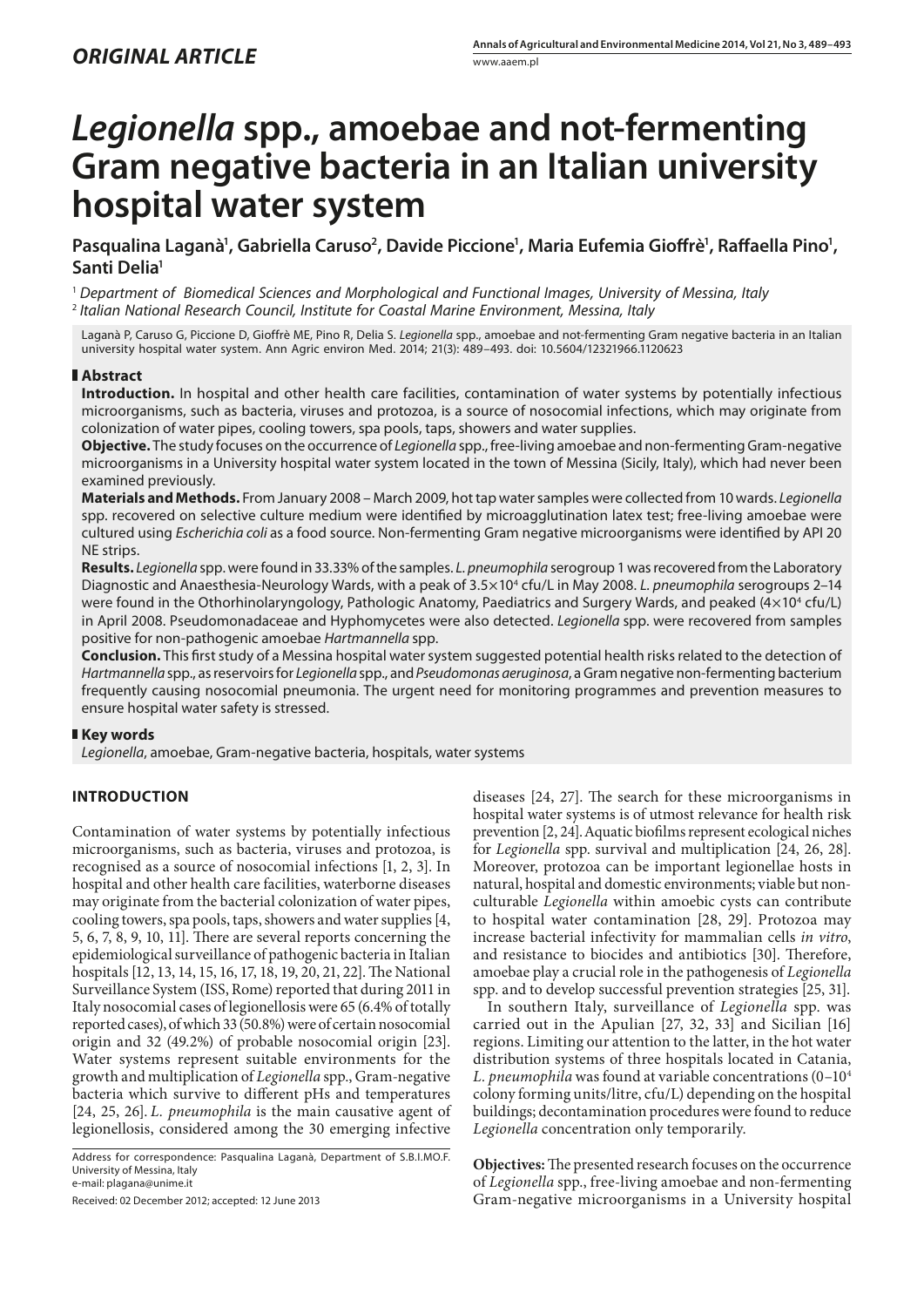## *ORIGINAL ARTICLE*

# *Legionella* spp., amoebae and not-fermenting Gram negative bacteria in an Italian university hospital water system

**Pasqualina Laganà[1], Gabriella Caruso[2], Davide Piccione[1], Maria Eufemia Gioffrè[1], Raffaella Pino[1], Santi Delia[1]**

[1] *Department of Biomedical Sciences and Morphological and Functional Images, University of Messina, Italy*
[2] *Italian National Research Council, Institute for Coastal Marine Environment, Messina, Italy*

Laganà P, Caruso G, Piccione D, Gioffrè ME, Pino R, Delia S. *Legionella* spp., amoebae and not-fermenting Gram negative bacteria in an Italian university hospital water system. Ann Agric environ Med. 2014; 21(3): 489–493. doi: 10.5604/12321966.1120623

## Abstract

**Introduction.** In hospital and other health care facilities, contamination of water systems by potentially infectious microorganisms, such as bacteria, viruses and protozoa, is a source of nosocomial infections, which may originate from colonization of water pipes, cooling towers, spa pools, taps, showers and water supplies.

**Objective.** The study focuses on the occurrence of *Legionella* spp., free-living amoebae and non-fermenting Gram-negative microorganisms in a University hospital water system located in the town of Messina (Sicily, Italy), which had never been examined previously.

**Materials and Methods.** From January 2008 – March 2009, hot tap water samples were collected from 10 wards. *Legionella* spp. recovered on selective culture medium were identified by microagglutination latex test; free-living amoebae were cultured using *Escherichia coli* as a food source. Non-fermenting Gram negative microorganisms were identified by API 20 NE strips.

**Results.** *Legionella* spp. were found in 33.33% of the samples. *L. pneumophila* serogroup 1 was recovered from the Laboratory Diagnostic and Anaesthesia-Neurology Wards, with a peak of $3.5 \times 10^4$ cfu/L in May 2008. *L. pneumophila* serogroups 2–14 were found in the Othorhinolaryngology, Pathologic Anatomy, Paediatrics and Surgery Wards, and peaked ($4 \times 10^4$ cfu/L) in April 2008. Pseudomonadaceae and Hyphomycetes were also detected. *Legionella* spp. were recovered from samples positive for non-pathogenic amoebae *Hartmannella* spp.

**Conclusion.** This first study of a Messina hospital water system suggested potential health risks related to the detection of *Hartmannella* spp., as reservoirs for *Legionella* spp., and *Pseudomonas aeruginosa*, a Gram negative non-fermenting bacterium frequently causing nosocomial pneumonia. The urgent need for monitoring programmes and prevention measures to ensure hospital water safety is stressed.

## Key words

*Legionella*, amoebae, Gram-negative bacteria, hospitals, water systems

## INTRODUCTION

Contamination of water systems by potentially infectious microorganisms, such as bacteria, viruses and protozoa, is recognised as a source of nosocomial infections [1, 2, 3]. In hospital and other health care facilities, waterborne diseases may originate from the bacterial colonization of water pipes, cooling towers, spa pools, taps, showers and water supplies [4, 5, 6, 7, 8, 9, 10, 11]. There are several reports concerning the epidemiological surveillance of pathogenic bacteria in Italian hospitals [12, 13, 14, 15, 16, 17, 18, 19, 20, 21, 22]. The National Surveillance System (ISS, Rome) reported that during 2011 in Italy nosocomial cases of legionellosis were 65 (6.4% of totally reported cases), of which 33 (50.8%) were of certain nosocomial origin and 32 (49.2%) of probable nosocomial origin [23]. Water systems represent suitable environments for the growth and multiplication of *Legionella* spp., Gram-negative bacteria which survive to different pHs and temperatures [24, 25, 26]. *L. pneumophila* is the main causative agent of legionellosis, considered among the 30 emerging infective diseases [24, 27]. The search for these microorganisms in hospital water systems is of utmost relevance for health risk prevention [2, 24]. Aquatic biofilms represent ecological niches for *Legionella* spp. survival and multiplication [24, 26, 28]. Moreover, protozoa can be important legionellae hosts in natural, hospital and domestic environments; viable but non-culturable *Legionella* within amoebic cysts can contribute to hospital water contamination [28, 29]. Protozoa may increase bacterial infectivity for mammalian cells *in vitro*, and resistance to biocides and antibiotics [30]. Therefore, amoebae play a crucial role in the pathogenesis of *Legionella* spp. and to develop successful prevention strategies [25, 31].

In southern Italy, surveillance of *Legionella* spp. was carried out in the Apulian [27, 32, 33] and Sicilian [16] regions. Limiting our attention to the latter, in the hot water distribution systems of three hospitals located in Catania, *L. pneumophila* was found at variable concentrations ($0$–$10^4$ colony forming units/litre, cfu/L) depending on the hospital buildings; decontamination procedures were found to reduce *Legionella* concentration only temporarily.

**Objectives:** The presented research focuses on the occurrence of *Legionella* spp., free-living amoebae and non-fermenting Gram-negative microorganisms in a University hospital

Address for correspondence: Pasqualina Laganà, Department of S.B.I.MO.F. University of Messina, Italy
e-mail: plagana@unime.it

Received: 02 December 2012; accepted: 12 June 2013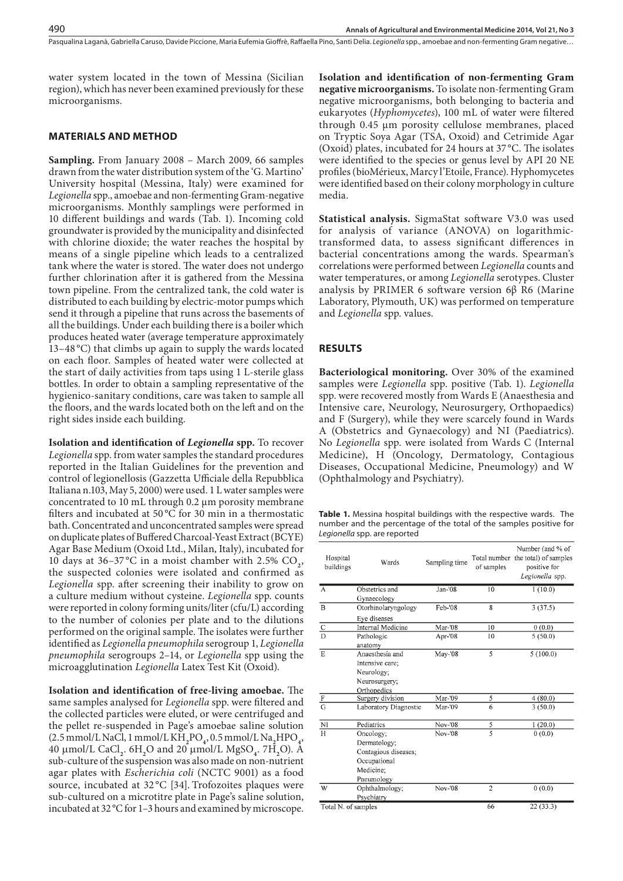water system located in the town of Messina (Sicilian region), which has never been examined previously for these microorganisms.

## MATERIALS AND METHOD

**Sampling.** From January 2008 – March 2009, 66 samples drawn from the water distribution system of the 'G. Martino' University hospital (Messina, Italy) were examined for *Legionella* spp., amoebae and non-fermenting Gram-negative microorganisms. Monthly samplings were performed in 10 different buildings and wards (Tab. 1). Incoming cold groundwater is provided by the municipality and disinfected with chlorine dioxide; the water reaches the hospital by means of a single pipeline which leads to a centralized tank where the water is stored. The water does not undergo further chlorination after it is gathered from the Messina town pipeline. From the centralized tank, the cold water is distributed to each building by electric-motor pumps which send it through a pipeline that runs across the basements of all the buildings. Under each building there is a boiler which produces heated water (average temperature approximately 13–48 °C) that climbs up again to supply the wards located on each floor. Samples of heated water were collected at the start of daily activities from taps using 1 L-sterile glass bottles. In order to obtain a sampling representative of the hygienico-sanitary conditions, care was taken to sample all the floors, and the wards located both on the left and on the right sides inside each building.

**Isolation and identification of *Legionella* spp.** To recover *Legionella* spp. from water samples the standard procedures reported in the Italian Guidelines for the prevention and control of legionellosis (Gazzetta Ufficiale della Repubblica Italiana n.103, May 5, 2000) were used. 1 L water samples were concentrated to 10 mL through 0.2 µm porosity membrane filters and incubated at 50 °C for 30 min in a thermostatic bath. Concentrated and unconcentrated samples were spread on duplicate plates of Buffered Charcoal-Yeast Extract (BCYE) Agar Base Medium (Oxoid Ltd., Milan, Italy), incubated for 10 days at 36–37 °C in a moist chamber with 2.5% $CO_2$, the suspected colonies were isolated and confirmed as *Legionella* spp. after screening their inability to grow on a culture medium without cysteine. *Legionella* spp. counts were reported in colony forming units/liter (cfu/L) according to the number of colonies per plate and to the dilutions performed on the original sample. The isolates were further identified as *Legionella pneumophila* serogroup 1, *Legionella pneumophila* serogroups 2–14, or *Legionella* spp using the microagglutination *Legionella* Latex Test Kit (Oxoid).

**Isolation and identification of free-living amoebae.** The same samples analysed for *Legionella* spp. were filtered and the collected particles were eluted, or were centrifuged and the pellet re-suspended in Page's amoebae saline solution (2.5 mmol/L NaCl, 1 mmol/L $KH_2PO_4$, 0.5 mmol/L $Na_2HPO_4$, 40 µmol/L $CaCl_2 \cdot 6H_2O$ and 20 µmol/L $MgSO_4 \cdot 7H_2O$). A sub-culture of the suspension was also made on non-nutrient agar plates with *Escherichia coli* (NCTC 9001) as a food source, incubated at 32 °C [34]. Trofozoites plaques were sub-cultured on a microtitre plate in Page's saline solution, incubated at 32 °C for 1–3 hours and examined by microscope.

**Isolation and identification of non-fermenting Gram negative microorganisms.** To isolate non-fermenting Gram negative microorganisms, both belonging to bacteria and eukaryotes (*Hyphomycetes*), 100 mL of water were filtered through 0.45 µm porosity cellulose membranes, placed on Tryptic Soya Agar (TSA, Oxoid) and Cetrimide Agar (Oxoid) plates, incubated for 24 hours at 37 °C. The isolates were identified to the species or genus level by API 20 NE profiles (bioMérieux, Marcy l'Etoile, France). Hyphomycetes were identified based on their colony morphology in culture media.

**Statistical analysis.** SigmaStat software V3.0 was used for analysis of variance (ANOVA) on logarithmic-transformed data, to assess significant differences in bacterial concentrations among the wards. Spearman's correlations were performed between *Legionella* counts and water temperatures, or among *Legionella* serotypes. Cluster analysis by PRIMER 6 software version 6β R6 (Marine Laboratory, Plymouth, UK) was performed on temperature and *Legionella* spp. values.

## RESULTS

**Bacteriological monitoring.** Over 30% of the examined samples were *Legionella* spp. positive (Tab. 1). *Legionella* spp. were recovered mostly from Wards E (Anaesthesia and Intensive care, Neurology, Neurosurgery, Orthopaedics) and F (Surgery), while they were scarcely found in Wards A (Obstetrics and Gynaecology) and NI (Paediatrics). No *Legionella* spp. were isolated from Wards C (Internal Medicine), H (Oncology, Dermatology, Contagious Diseases, Occupational Medicine, Pneumology) and W (Ophthalmology and Psychiatry).

**Table 1.** Messina hospital buildings with the respective wards. The number and the percentage of the total of the samples positive for *Legionella* spp. are reported

| Hospital buildings | Wards | Sampling time | Total number of samples | Number (and % of the total) of samples positive for *Legionella* spp. |
|---|---|---|---|---|
| A | Obstetrics and Gynaecology | Jan-'08 | 10 | 1 (10.0) |
| B | Otorhinolaryngology Eye diseases | Feb-'08 | 8 | 3 (37.5) |
| C | Internal Medicine | Mar-'08 | 10 | 0 (0.0) |
| D | Pathologic anatomy | Apr-'08 | 10 | 5 (50.0) |
| E | Anaesthesia and Intensive care; Neurology; Neurosurgery; Orthopedics | May-'08 | 5 | 5 (100.0) |
| F | Surgery division | Mar-'09 | 5 | 4 (80.0) |
| G | Laboratory Diagnostic | Mar-'09 | 6 | 3 (50.0) |
| NI | Pediatrics | Nov-'08 | 5 | 1 (20.0) |
| H | Oncology; Dermatology; Contagious diseases; Occupational Medicine; Pneumology | Nov-'08 | 5 | 0 (0.0) |
| W | Ophthalmology; Psychiatry | Nov-'08 | 2 | 0 (0.0) |
| Total N. of samples | | | 66 | 22 (33.3) |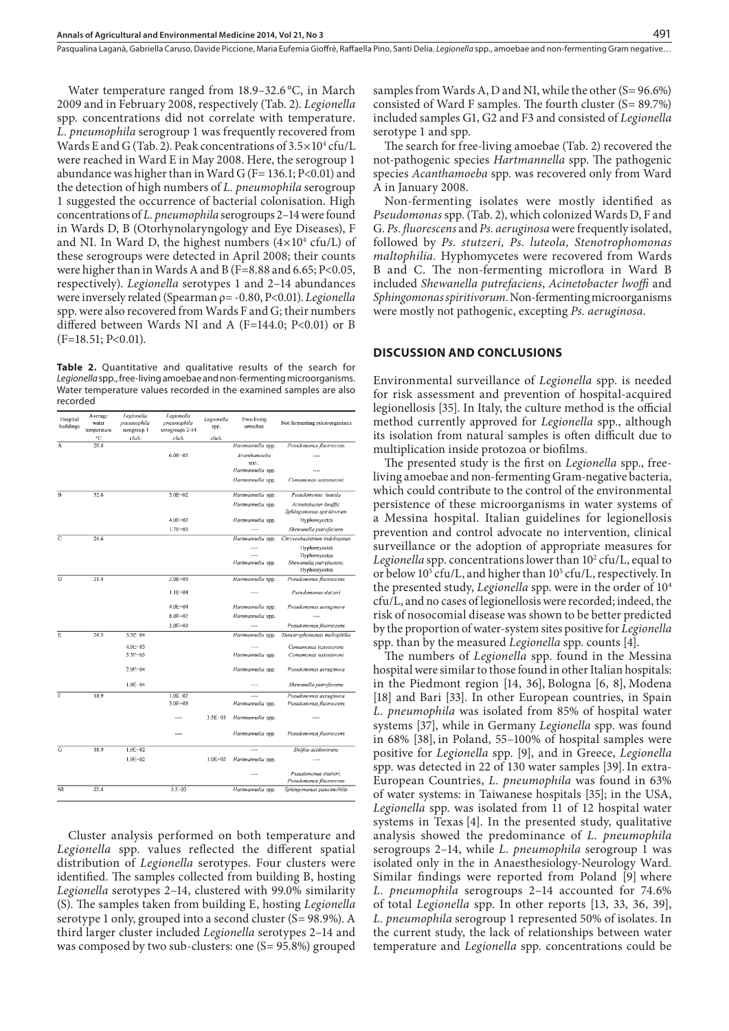Water temperature ranged from 18.9–32.6 °C, in March 2009 and in February 2008, respectively (Tab. 2). *Legionella* spp. concentrations did not correlate with temperature. *L. pneumophila* serogroup 1 was frequently recovered from Wards E and G (Tab. 2). Peak concentrations of $3.5\times10^4$ cfu/L were reached in Ward E in May 2008. Here, the serogroup 1 abundance was higher than in Ward G ($F= 136.1$; $P<0.01$) and the detection of high numbers of *L. pneumophila* serogroup 1 suggested the occurrence of bacterial colonisation. High concentrations of *L. pneumophila* serogroups 2–14 were found in Wards D, B (Otorhynolaryngology and Eye Diseases), F and NI. In Ward D, the highest numbers ($4\times10^4$ cfu/L) of these serogroups were detected in April 2008; their counts were higher than in Wards A and B ($F=8.88$ and 6.65; $P<0.05$, respectively). *Legionella* serotypes 1 and 2–14 abundances were inversely related (Spearman $\rho= -0.80$, $P<0.01$). *Legionella* spp. were also recovered from Wards F and G; their numbers differed between Wards NI and A ($F=144.0$; $P<0.01$) or B ($F=18.51$; $P<0.01$).

**Table 2.** Quantitative and qualitative results of the search for *Legionella* spp., free-living amoebae and non-fermenting microorganisms. Water temperature values recorded in the examined samples are also recorded

| Hospital buildings | Average water temperature °C | *Legionella pneumophila* serogroup 1 cfu/L | *Legionella pneumophila* serogroups 2-14 cfu/L | *Legionella* spp. cfu/L | Free-living amoebae | Not fermenting microorganisms |
|---|---|---|---|---|---|---|
| A | 20.4 | | | | *Hartmannella* spp. | *Pseudomonas fluorescens* |
| | | | 6.0E+02 | | *Acanthamoeba* spp.; *Hartmannella* spp. | ---- |
| | | | | | *Hartmannella* spp. | *Comamonas testosteroni* |
| B | 32.6 | | 3.0E+02 | | *Hartmannella* spp. | *Pseudomonas luteola* |
| | | | | | *Hartmannella* spp. | *Acinetobacter lwoffii*; *Sphingomonas spiritivorum* |
| | | | 4.0E+02 | | *Hartmannella* spp. | Hyphomycetes |
| | | | 1.7E+03 | | ---- | *Shewanella putrefaciens* |
| C | 24.6 | | | | *Hartmannella* spp. | *Chryseobacterium indologenes* |
| | | | | | ---- | Hyphomycetes |
| | | | | | ---- | Hyphomycetes |
| | | | | | *Hartmannella* spp. | *Shewanella putrefaciens*; Hyphomycetes |
| D | 21.4 | | 2.0E+03 | | *Hartmannella* spp. | *Pseudomonas fluorescens* |
| | | | 1.1E+04 | | ---- | *Pseudomonas stutzeri* |
| | | | 4.0E+04 | | *Hartmannella* spp. | *Pseudomonas aeruginosa* |
| | | | 8.0E+02 | | *Hartmannella* spp. | ---- |
| | | | 3.0E+03 | | ---- | *Pseudomonas fluorescens* |
| E | 24.5 | 3.5E+04 | | | *Hartmannella* spp. | *Stenotrophomonas maltophilia* |
| | | 4.0E+03 | | | ---- | *Comamonas testosteroni* |
| | | 5.5E+03 | | | *Hartmannella* spp. | *Comamonas testosteroni* |
| | | 2.0E+04 | | | *Hartmannella* spp. | *Pseudomonas aeruginosa* |
| | | 1.0E+04 | | | ---- | *Shewanella putrefaciens* |
| F | 18.9 | | 1.0E+02 | | ---- | *Pseudomonas aeruginosa* |
| | | | 3.0E+03 | | *Hartmannella* spp. | *Pseudomonas fluorescens* |
| | | | ---- | 3.5E+03 | *Hartmannella* spp. | ---- |
| | | | ---- | | *Hartmannella* spp. | *Pseudomonas fluorescens* |
| G | 18.9 | 1.0E+02 | | | ---- | *Delftia acidovorans* |
| | | 1.0E+02 | | 1.0E+02 | *Hartmannella* spp. | ---- |
| | | | | | ---- | *Pseudomonas stutzeri*; *Pseudomonas fluorescens* |
| NI | 22.4 | | 3.5+03 | | *Hartmannella* spp. | *Sphingomonas paucimobilis* |

Cluster analysis performed on both temperature and *Legionella* spp. values reflected the different spatial distribution of *Legionella* serotypes. Four clusters were identified. The samples collected from building B, hosting *Legionella* serotypes 2–14, clustered with 99.0% similarity (S). The samples taken from building E, hosting *Legionella* serotype 1 only, grouped into a second cluster (S= 98.9%). A third larger cluster included *Legionella* serotypes 2–14 and was composed by two sub-clusters: one (S= 95.8%) grouped samples from Wards A, D and NI, while the other (S= 96.6%) consisted of Ward F samples. The fourth cluster (S= 89.7%) included samples G1, G2 and F3 and consisted of *Legionella* serotype 1 and spp.

The search for free-living amoebae (Tab. 2) recovered the not-pathogenic species *Hartmannella* spp. The pathogenic species *Acanthamoeba* spp. was recovered only from Ward A in January 2008.

Non-fermenting isolates were mostly identified as *Pseudomonas* spp. (Tab. 2), which colonized Wards D, F and G. *Ps. fluorescens* and *Ps. aeruginosa* were frequently isolated, followed by *Ps. stutzeri, Ps. luteola, Stenotrophomonas maltophilia*. Hyphomycetes were recovered from Wards B and C. The non-fermenting microflora in Ward B included *Shewanella putrefaciens*, *Acinetobacter lwoffi* and *Sphingomonas spiritivorum*. Non-fermenting microorganisms were mostly not pathogenic, excepting *Ps. aeruginosa*.

## DISCUSSION AND CONCLUSIONS

Environmental surveillance of *Legionella* spp. is needed for risk assessment and prevention of hospital-acquired legionellosis [35]. In Italy, the culture method is the official method currently approved for *Legionella* spp., although its isolation from natural samples is often difficult due to multiplication inside protozoa or biofilms.

The presented study is the first on *Legionella* spp., free-living amoebae and non-fermenting Gram-negative bacteria, which could contribute to the control of the environmental persistence of these microorganisms in water systems of a Messina hospital. Italian guidelines for legionellosis prevention and control advocate no intervention, clinical surveillance or the adoption of appropriate measures for *Legionella* spp. concentrations lower than $10^2$ cfu/L, equal to or below $10^5$ cfu/L, and higher than $10^5$ cfu/L, respectively. In the presented study, *Legionella* spp. were in the order of $10^4$ cfu/L, and no cases of legionellosis were recorded; indeed, the risk of nosocomial disease was shown to be better predicted by the proportion of water-system sites positive for *Legionella* spp. than by the measured *Legionella* spp. counts [4].

The numbers of *Legionella* spp. found in the Messina hospital were similar to those found in other Italian hospitals: in the Piedmont region [14, 36], Bologna [6, 8], Modena [18] and Bari [33]. In other European countries, in Spain *L. pneumophila* was isolated from 85% of hospital water systems [37], while in Germany *Legionella* spp. was found in 68% [38], in Poland, 55–100% of hospital samples were positive for *Legionella* spp. [9], and in Greece, *Legionella* spp. was detected in 22 of 130 water samples [39]. In extra-European Countries, *L. pneumophila* was found in 63% of water systems: in Taiwanese hospitals [35]; in the USA, *Legionella* spp. was isolated from 11 of 12 hospital water systems in Texas [4]. In the presented study, qualitative analysis showed the predominance of *L. pneumophila* serogroups 2–14, while *L. pneumophila* serogroup 1 was isolated only in the in Anaesthesiology-Neurology Ward. Similar findings were reported from Poland [9] where *L. pneumophila* serogroups 2–14 accounted for 74.6% of total *Legionella* spp. In other reports [13, 33, 36, 39], *L. pneumophila* serogroup 1 represented 50% of isolates. In the current study, the lack of relationships between water temperature and *Legionella* spp. concentrations could be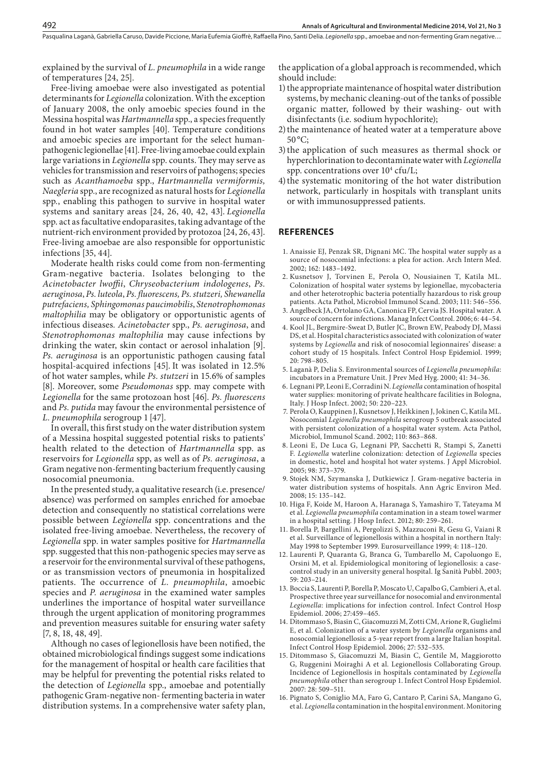explained by the survival of *L. pneumophila* in a wide range of temperatures [24, 25].

Free-living amoebae were also investigated as potential determinants for *Legionella* colonization. With the exception of January 2008, the only amoebic species found in the Messina hospital was *Hartmannella* spp., a species frequently found in hot water samples [40]. Temperature conditions and amoebic species are important for the select human-pathogenic legionellae [41]. Free-living amoebae could explain large variations in *Legionella* spp. counts. They may serve as vehicles for transmission and reservoirs of pathogens; species such as *Acanthamoeba* spp., *Hartmannella vermiformis, Naegleria* spp., are recognized as natural hosts for *Legionella* spp., enabling this pathogen to survive in hospital water systems and sanitary areas [24, 26, 40, 42, 43]. *Legionella* spp. act as facultative endoparasites, taking advantage of the nutrient-rich environment provided by protozoa [24, 26, 43]. Free-living amoebae are also responsible for opportunistic infections [35, 44].

Moderate health risks could come from non-fermenting Gram-negative bacteria. Isolates belonging to the *Acinetobacter lwoffii*, *Chryseobacterium indologenes*, *Ps. aeruginosa*, *Ps. luteola*, *Ps. fluorescens, Ps. stutzeri, Shewanella putrefaciens, Sphingomonas paucimobilis*, *Stenotrophomonas maltophilia* may be obligatory or opportunistic agents of infectious diseases. *Acinetobacter* spp., *Ps. aeruginosa*, and *Stenotrophomonas maltophilia* may cause infections by drinking the water, skin contact or aerosol inhalation [9]. *Ps. aeruginosa* is an opportunistic pathogen causing fatal hospital-acquired infections [45]. It was isolated in 12.5% of hot water samples, while *Ps. stutzeri* in 15.6% of samples [8]. Moreover, some *Pseudomonas* spp. may compete with *Legionella* for the same protozoan host [46]. *Ps. fluorescens* and *Ps. putida* may favour the environmental persistence of *L. pneumophila* serogroup 1 [47].

In overall, this first study on the water distribution system of a Messina hospital suggested potential risks to patients' health related to the detection of *Hartmannella* spp. as reservoirs for *Legionella* spp, as well as of *Ps. aeruginosa*, a Gram negative non-fermenting bacterium frequently causing nosocomial pneumonia.

In the presented study, a qualitative research (i.e. presence/absence) was performed on samples enriched for amoebae detection and consequently no statistical correlations were possible between *Legionella* spp. concentrations and the isolated free-living amoebae. Nevertheless, the recovery of *Legionella* spp. in water samples positive for *Hartmannella* spp. suggested that this non-pathogenic species may serve as a reservoir for the environmental survival of these pathogens, or as transmission vectors of pneumonia in hospitalized patients. The occurrence of *L. pneumophila*, amoebic species and *P. aeruginosa* in the examined water samples underlines the importance of hospital water surveillance through the urgent application of monitoring programmes and prevention measures suitable for ensuring water safety [7, 8, 18, 48, 49].

Although no cases of legionellosis have been notified, the obtained microbiological findings suggest some indications for the management of hospital or health care facilities that may be helpful for preventing the potential risks related to the detection of *Legionella* spp., amoebae and potentially pathogenic Gram-negative non- fermenting bacteria in water distribution systems. In a comprehensive water safety plan, the application of a global approach is recommended, which should include:

1) the appropriate maintenance of hospital water distribution systems, by mechanic cleaning-out of the tanks of possible organic matter, followed by their washing- out with disinfectants (i.e. sodium hypochlorite);
2) the maintenance of heated water at a temperature above 50 °C;
3) the application of such measures as thermal shock or hyperchlorination to decontaminate water with *Legionella* spp. concentrations over $10^4$ cfu/L;
4) the systematic monitoring of the hot water distribution network, particularly in hospitals with transplant units or with immunosuppressed patients.

## REFERENCES

1. Anaissie EJ, Penzak SR, Dignani MC. The hospital water supply as a source of nosocomial infections: a plea for action. Arch Intern Med. 2002; 162: 1483–1492.
2. Kusnetsov J, Torvinen E, Perola O, Nousiainen T, Katila ML. Colonization of hospital water systems by legionellae, mycobacteria and other heterotrophic bacteria potentially hazardous to risk group patients. Acta Pathol, Microbiol Immunol Scand. 2003; 111: 546–556.
3. Angelbeck JA, Ortolano GA, Canonica FP, Cervia JS. Hospital water. A source of concern for infections. Manag Infect Control. 2006; 6: 44–54.
4. Kool JL, Bergmire-Sweat D, Butler JC, Brown EW, Peabody DJ, Massi DS, et al. Hospital characteristics associated with colonization of water systems by *Legionella* and risk of nosocomial legionnaires' disease: a cohort study of 15 hospitals. Infect Control Hosp Epidemiol. 1999; 20: 798–805.
5. Laganà P, Delia S. Environmental sources of *Legionella pneumophila*: incubators in a Premature Unit. J Prev Med Hyg. 2000; 41: 34–36.
6. Legnani PP, Leoni E, Corradini N. *Legionella* contamination of hospital water supplies: monitoring of private healthcare facilities in Bologna, Italy. J Hosp Infect. 2002; 50: 220–223.
7. Perola O, Kauppinen J, Kusnetsov J, Heikkinen J, Jokinen C, Katila ML. Nosocomial *Legionella pneumophila* serogroup 5 outbreak associated with persistent colonization of a hospital water system. Acta Pathol, Microbiol, Immunol Scand. 2002; 110: 863–868.
8. Leoni E, De Luca G, Legnani PP, Sacchetti R, Stampi S, Zanetti F. *Legionella* waterline colonization: detection of *Legionella* species in domestic, hotel and hospital hot water systems. J Appl Microbiol. 2005; 98: 373–379.
9. Stojek NM, Szymanska J, Dutkiewicz J. Gram-negative bacteria in water distribution systems of hospitals. Ann Agric Environ Med. 2008; 15: 135–142.
10. Higa F, Koide M, Haroon A, Haranaga S, Yamashiro T, Tateyama M et al. *Legionella pneumophila* contamination in a steam towel warmer in a hospital setting. J Hosp Infect. 2012; 80: 259–261.
11. Borella P, Bargellini A, Pergolizzi S, Mazzuconi R, Gesu G, Vaiani R et al. Surveillance of legionellosis within a hospital in northern Italy: May 1998 to September 1999. Eurosurveillance 1999; 4: 118–120.
12. Laurenti P, Quaranta G, Branca G, Tumbarello M, Capoluongo E, Orsini M, et al. Epidemiological monitoring of legionellosis: a case-control study in an university general hospital. Ig Sanità Pubbl. 2003; 59: 203–214.
13. Boccia S, Laurenti P, Borella P, Moscato U, Capalbo G, Cambieri A, et al. Prospective three year surveillance for nosocomial and environmental *Legionella*: implications for infection control. Infect Control Hosp Epidemiol. 2006; 27:459–465.
14. Ditommaso S, Biasin C, Giacomuzzi M, Zotti CM, Arione R, Guglielmi E, et al. Colonization of a water system by *Legionella* organisms and nosocomial legionellosis: a 5-year report from a large Italian hospital. Infect Control Hosp Epidemiol. 2006; 27: 532–535.
15. Ditommaso S, Giacomuzzi M, Biasin C, Gentile M, Maggiorotto G, Ruggenini Moiraghi A et al. Legionellosis Collaborating Group. Incidence of Legionellosis in hospitals contaminated by *Legionella pneumophila* other than serogroup 1. Infect Control Hosp Epidemiol. 2007: 28: 509–511.
16. Pignato S, Coniglio MA, Faro G, Cantaro P, Carini SA, Mangano G, et al. *Legionella* contamination in the hospital environment. Monitoring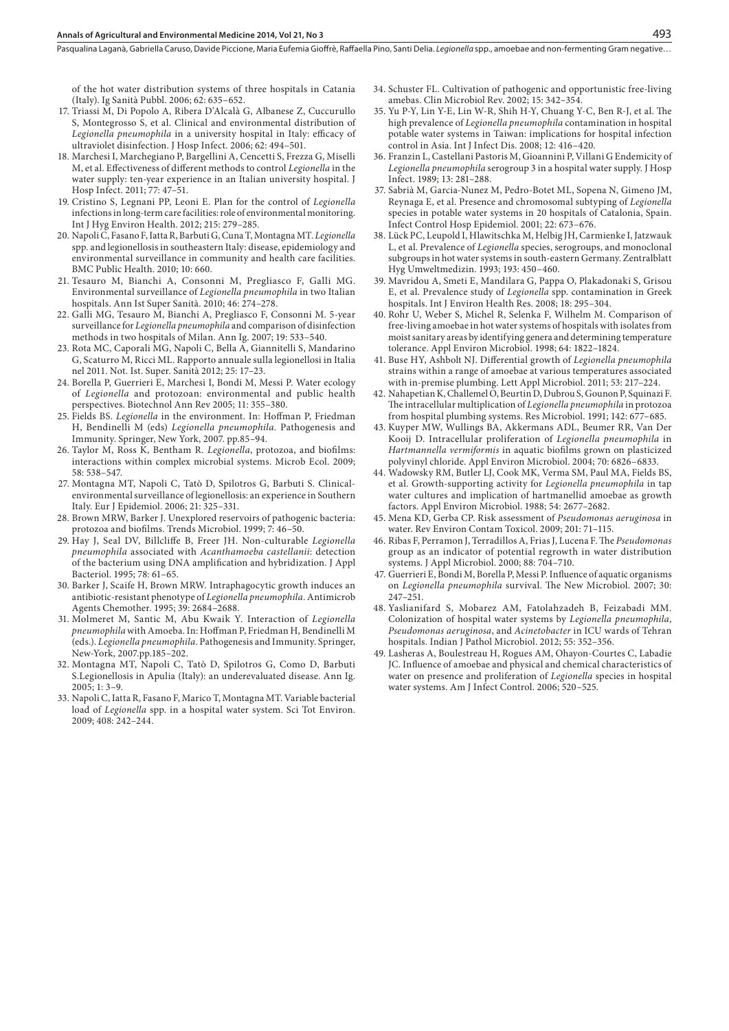of the hot water distribution systems of three hospitals in Catania (Italy). Ig Sanità Pubbl. 2006; 62: 635–652.

17. Triassi M, Di Popolo A, Ribera D'Alcalà G, Albanese Z, Cuccurullo S, Montegrosso S, et al. Clinical and environmental distribution of *Legionella pneumophila* in a university hospital in Italy: efficacy of ultraviolet disinfection. J Hosp Infect. 2006; 62: 494–501.
18. Marchesi I, Marchegiano P, Bargellini A, Cencetti S, Frezza G, Miselli M, et al. Effectiveness of different methods to control *Legionella* in the water supply: ten-year experience in an Italian university hospital. J Hosp Infect. 2011; 77: 47–51.
19. Cristino S, Legnani PP, Leoni E. Plan for the control of *Legionella* infections in long-term care facilities: role of environmental monitoring. Int J Hyg Environ Health. 2012; 215: 279–285.
20. Napoli C, Fasano F, Iatta R, Barbuti G, Cuna T, Montagna MT. *Legionella* spp. and legionellosis in southeastern Italy: disease, epidemiology and environmental surveillance in community and health care facilities. BMC Public Health. 2010; 10: 660.
21. Tesauro M, Bianchi A, Consonni M, Pregliasco F, Galli MG. Environmental surveillance of *Legionella pneumophila* in two Italian hospitals. Ann Ist Super Sanità. 2010; 46: 274–278.
22. Galli MG, Tesauro M, Bianchi A, Pregliasco F, Consonni M. 5-year surveillance for *Legionella pneumophila* and comparison of disinfection methods in two hospitals of Milan. Ann Ig. 2007; 19: 533–540.
23. Rota MC, Caporali MG, Napoli C, Bella A, Giannitelli S, Mandarino G, Scaturro M, Ricci ML. Rapporto annuale sulla legionellosi in Italia nel 2011. Not. Ist. Super. Sanità 2012; 25: 17–23.
24. Borella P, Guerrieri E, Marchesi I, Bondi M, Messi P. Water ecology of *Legionella* and protozoan: environmental and public health perspectives. Biotechnol Ann Rev 2005; 11: 355–380.
25. Fields BS. *Legionella* in the environment. In: Hoffman P, Friedman H, Bendinelli M (eds) *Legionella pneumophila*. Pathogenesis and Immunity. Springer, New York, 2007. pp.85–94.
26. Taylor M, Ross K, Bentham R. *Legionella*, protozoa, and biofilms: interactions within complex microbial systems. Microb Ecol. 2009; 58: 538–547.
27. Montagna MT, Napoli C, Tatò D, Spilotros G, Barbuti S. Clinical-environmental surveillance of legionellosis: an experience in Southern Italy. Eur J Epidemiol. 2006; 21: 325–331.
28. Brown MRW, Barker J. Unexplored reservoirs of pathogenic bacteria: protozoa and biofilms. Trends Microbiol. 1999; 7: 46–50.
29. Hay J, Seal DV, Billcliffe B, Freer JH. Non-culturable *Legionella pneumophila* associated with *Acanthamoeba castellanii*: detection of the bacterium using DNA amplification and hybridization. J Appl Bacteriol. 1995; 78: 61–65.
30. Barker J, Scaife H, Brown MRW. Intraphagocytic growth induces an antibiotic-resistant phenotype of *Legionella pneumophila*. Antimicrob Agents Chemother. 1995; 39: 2684–2688.
31. Molmeret M, Santic M, Abu Kwaik Y. Interaction of *Legionella pneumophila* with Amoeba. In: Hoffman P, Friedman H, Bendinelli M (eds.). *Legionella pneumophila*. Pathogenesis and Immunity. Springer, New-York, 2007.pp.185–202.
32. Montagna MT, Napoli C, Tatò D, Spilotros G, Como D, Barbuti S.Legionellosis in Apulia (Italy): an underevaluated disease. Ann Ig. 2005; 1: 3–9.
33. Napoli C, Iatta R, Fasano F, Marico T, Montagna MT. Variable bacterial load of *Legionella* spp. in a hospital water system. Sci Tot Environ. 2009; 408: 242–244.
34. Schuster FL. Cultivation of pathogenic and opportunistic free-living amebas. Clin Microbiol Rev. 2002; 15: 342–354.
35. Yu P-Y, Lin Y-E, Lin W-R, Shih H-Y, Chuang Y-C, Ben R-J, et al. The high prevalence of *Legionella pneumophila* contamination in hospital potable water systems in Taiwan: implications for hospital infection control in Asia. Int J Infect Dis. 2008; 12: 416–420.
36. Franzin L, Castellani Pastoris M, Gioannini P, Villani G Endemicity of *Legionella pneumophila* serogroup 3 in a hospital water supply. J Hosp Infect. 1989; 13: 281–288.
37. Sabrià M, Garcia-Nunez M, Pedro-Botet ML, Sopena N, Gimeno JM, Reynaga E, et al. Presence and chromosomal subtyping of *Legionella* species in potable water systems in 20 hospitals of Catalonia, Spain. Infect Control Hosp Epidemiol. 2001; 22: 673–676.
38. Lück PC, Leupold I, Hlawitschka M, Helbig JH, Carmienke I, Jatzwauk L, et al. Prevalence of *Legionella* species, serogroups, and monoclonal subgroups in hot water systems in south-eastern Germany. Zentralblatt Hyg Umweltmedizin. 1993; 193: 450–460.
39. Mavridou A, Smeti E, Mandilara G, Pappa O, Plakadonaki S, Grisou E, et al. Prevalence study of *Legionella* spp. contamination in Greek hospitals. Int J Environ Health Res. 2008; 18: 295–304.
40. Rohr U, Weber S, Michel R, Selenka F, Wilhelm M. Comparison of free-living amoebae in hot water systems of hospitals with isolates from moist sanitary areas by identifying genera and determining temperature tolerance. Appl Environ Microbiol. 1998; 64: 1822–1824.
41. Buse HY, Ashbolt NJ. Differential growth of *Legionella pneumophila* strains within a range of amoebae at various temperatures associated with in-premise plumbing. Lett Appl Microbiol. 2011; 53: 217–224.
42. Nahapetian K, Challemel O, Beurtin D, Dubrou S, Gounon P, Squinazi F. The intracellular multiplication of *Legionella pneumophila* in protozoa from hospital plumbing systems. Res Microbiol. 1991; 142: 677–685.
43. Kuyper MW, Wullings BA, Akkermans ADL, Beumer RR, Van Der Kooij D. Intracellular proliferation of *Legionella pneumophila* in *Hartmannella vermiformis* in aquatic biofilms grown on plasticized polyvinyl chloride. Appl Environ Microbiol. 2004; 70: 6826–6833.
44. Wadowsky RM, Butler LJ, Cook MK, Verma SM, Paul MA, Fields BS, et al. Growth-supporting activity for *Legionella pneumophila* in tap water cultures and implication of hartmanellid amoebae as growth factors. Appl Environ Microbiol. 1988; 54: 2677–2682.
45. Mena KD, Gerba CP. Risk assessment of *Pseudomonas aeruginosa* in water. Rev Environ Contam Toxicol. 2009; 201: 71–115.
46. Ribas F, Perramon J, Terradillos A, Frias J, Lucena F. The *Pseudomonas* group as an indicator of potential regrowth in water distribution systems. J Appl Microbiol. 2000; 88: 704–710.
47. Guerrieri E, Bondi M, Borella P, Messi P. Influence of aquatic organisms on *Legionella pneumophila* survival. The New Microbiol. 2007; 30: 247–251.
48. Yaslianifard S, Mobarez AM, Fatolahzadeh B, Feizabadi MM. Colonization of hospital water systems by *Legionella pneumophila*, *Pseudomonas aeruginosa*, and *Acinetobacter* in ICU wards of Tehran hospitals. Indian J Pathol Microbiol. 2012; 55: 352–356.
49. Lasheras A, Boulestreau H, Rogues AM, Ohayon-Courtes C, Labadie JC. Influence of amoebae and physical and chemical characteristics of water on presence and proliferation of *Legionella* species in hospital water systems. Am J Infect Control. 2006; 520–525.